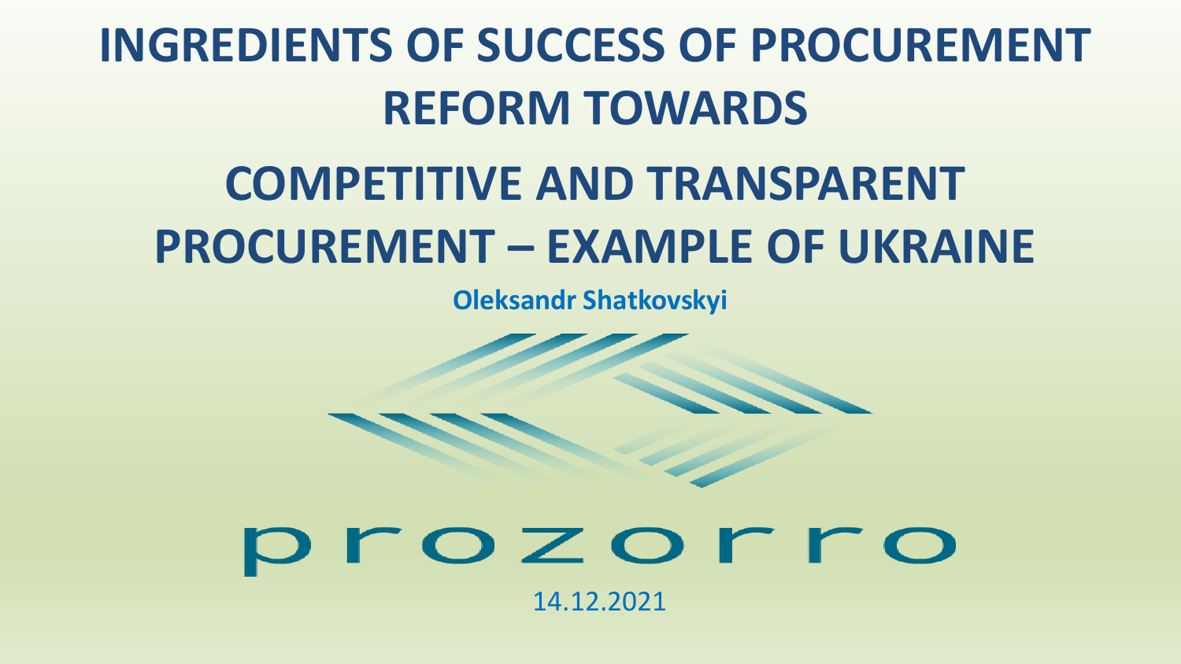# INGREDIENTS OF SUCCESS OF PROCUREMENT REFORM TOWARDS

# COMPETITIVE AND TRANSPARENT PROCUREMENT – EXAMPLE OF UKRAINE

**Oleksandr Shatkovskyi**

prozorro

14.12.2021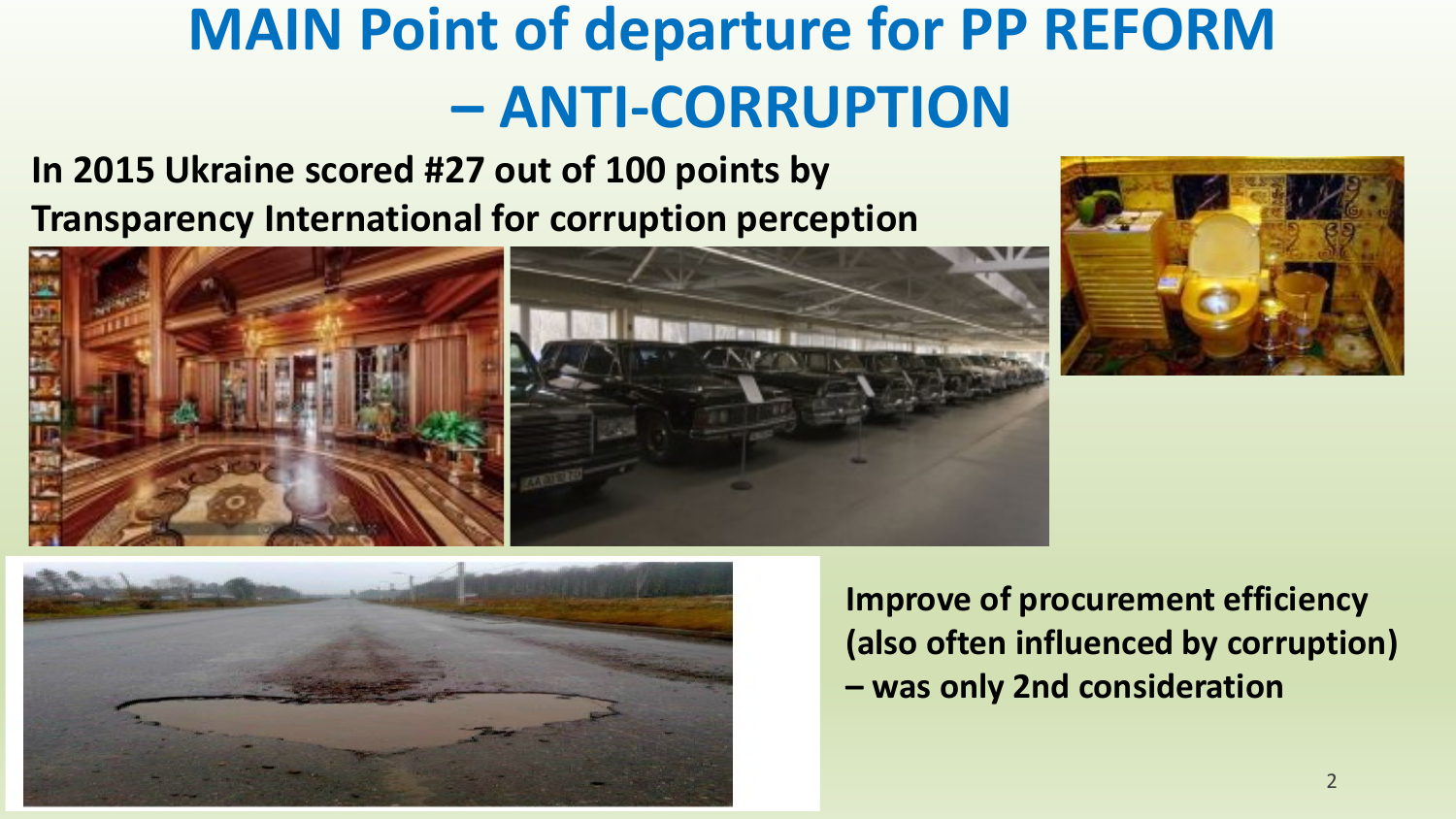# MAIN Point of departure for PP REFORM – ANTI-CORRUPTION

**In 2015 Ukraine scored #27 out of 100 points by Transparency International for corruption perception**

**Improve of procurement efficiency (also often influenced by corruption) – was only 2nd consideration**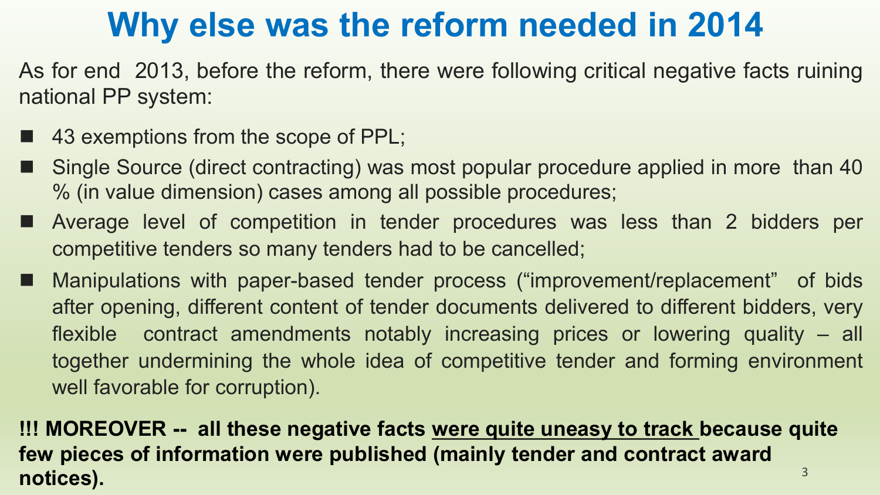# Why else was the reform needed in 2014

As for end 2013, before the reform, there were following critical negative facts ruining national PP system:

- 43 exemptions from the scope of PPL;
- Single Source (direct contracting) was most popular procedure applied in more than 40 % (in value dimension) cases among all possible procedures;
- Average level of competition in tender procedures was less than 2 bidders per competitive tenders so many tenders had to be cancelled;
- Manipulations with paper-based tender process ("improvement/replacement" of bids after opening, different content of tender documents delivered to different bidders, very flexible contract amendments notably increasing prices or lowering quality – all together undermining the whole idea of competitive tender and forming environment well favorable for corruption).

**!!! MOREOVER -- all these negative facts <u>were quite uneasy to track</u> because quite few pieces of information were published (mainly tender and contract award notices).**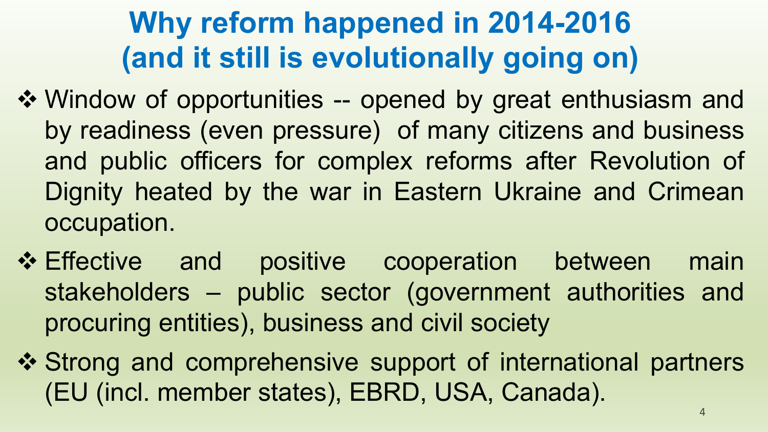# Why reform happened in 2014-2016 (and it still is evolutionally going on)

- Window of opportunities -- opened by great enthusiasm and by readiness (even pressure) of many citizens and business and public officers for complex reforms after Revolution of Dignity heated by the war in Eastern Ukraine and Crimean occupation.
- Effective and positive cooperation between main stakeholders – public sector (government authorities and procuring entities), business and civil society
- Strong and comprehensive support of international partners (EU (incl. member states), EBRD, USA, Canada).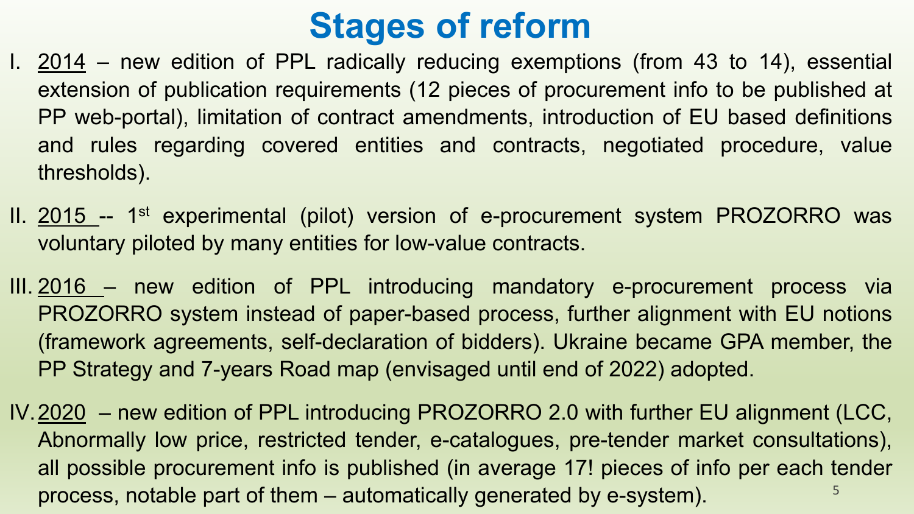# Stages of reform

I. 2014 – new edition of PPL radically reducing exemptions (from 43 to 14), essential extension of publication requirements (12 pieces of procurement info to be published at PP web-portal), limitation of contract amendments, introduction of EU based definitions and rules regarding covered entities and contracts, negotiated procedure, value thresholds).

II. 2015 -- 1st experimental (pilot) version of e-procurement system PROZORRO was voluntary piloted by many entities for low-value contracts.

III. 2016 – new edition of PPL introducing mandatory e-procurement process via PROZORRO system instead of paper-based process, further alignment with EU notions (framework agreements, self-declaration of bidders). Ukraine became GPA member, the PP Strategy and 7-years Road map (envisaged until end of 2022) adopted.

IV. 2020 – new edition of PPL introducing PROZORRO 2.0 with further EU alignment (LCC, Abnormally low price, restricted tender, e-catalogues, pre-tender market consultations), all possible procurement info is published (in average 17! pieces of info per each tender process, notable part of them – automatically generated by e-system).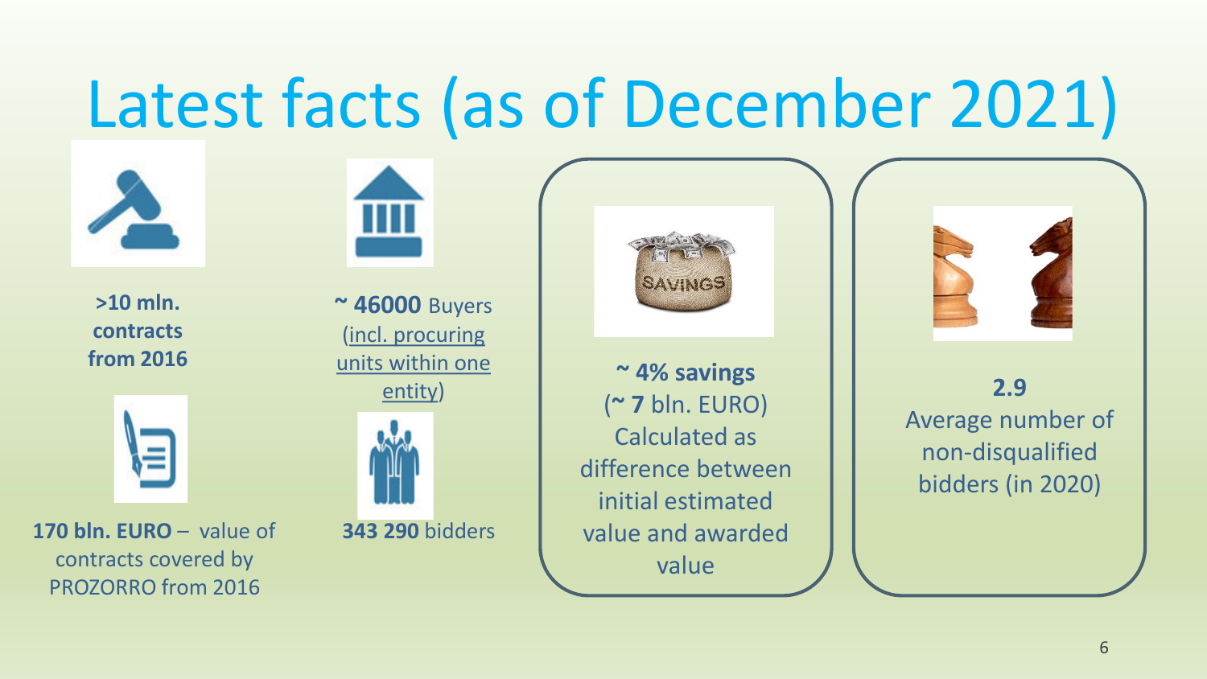# Latest facts (as of December 2021)

**>10 mln. contracts from 2016**

**170 bln. EURO** – value of contracts covered by PROZORRO from 2016

**~ 46000** Buyers (incl. procuring units within one entity)

**343 290** bidders

**~ 4% savings** (**~ 7** bln. EURO) Calculated as difference between initial estimated value and awarded value

**2.9** Average number of non-disqualified bidders (in 2020)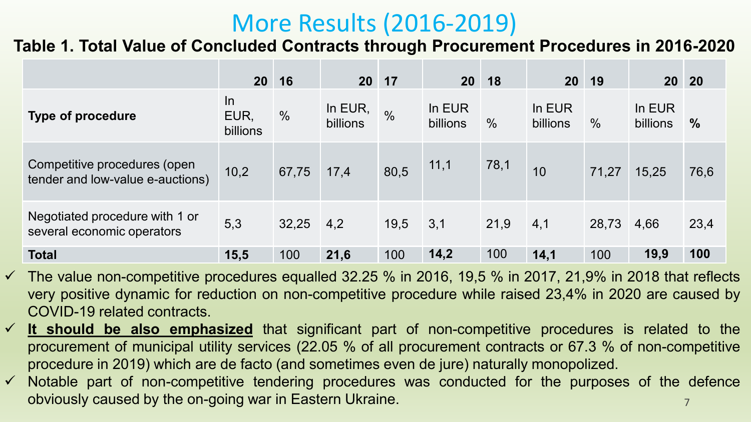# More Results (2016-2019)

**Table 1. Total Value of Concluded Contracts through Procurement Procedures in 2016-2020**

| | 20 | 16 | 20 | 17 | 20 | 18 | 20 | 19 | 20 | 20 |
|---|---|---|---|---|---|---|---|---|---|---|
| **Type of procedure** | In EUR, billions | % | In EUR, billions | % | In EUR billions | % | In EUR billions | % | In EUR billions | **%** |
| Competitive procedures (open tender and low-value e-auctions) | 10,2 | 67,75 | 17,4 | 80,5 | 11,1 | 78,1 | 10 | 71,27 | 15,25 | 76,6 |
| Negotiated procedure with 1 or several economic operators | 5,3 | 32,25 | 4,2 | 19,5 | 3,1 | 21,9 | 4,1 | 28,73 | 4,66 | 23,4 |
| **Total** | **15,5** | 100 | **21,6** | 100 | **14,2** | 100 | **14,1** | 100 | **19,9** | **100** |

- ✓ The value non-competitive procedures equalled 32.25 % in 2016, 19,5 % in 2017, 21,9% in 2018 that reflects very positive dynamic for reduction on non-competitive procedure while raised 23,4% in 2020 are caused by COVID-19 related contracts.
- ✓ **It should be also emphasized** that significant part of non-competitive procedures is related to the procurement of municipal utility services (22.05 % of all procurement contracts or 67.3 % of non-competitive procedure in 2019) which are de facto (and sometimes even de jure) naturally monopolized.
- ✓ Notable part of non-competitive tendering procedures was conducted for the purposes of the defence obviously caused by the on-going war in Eastern Ukraine.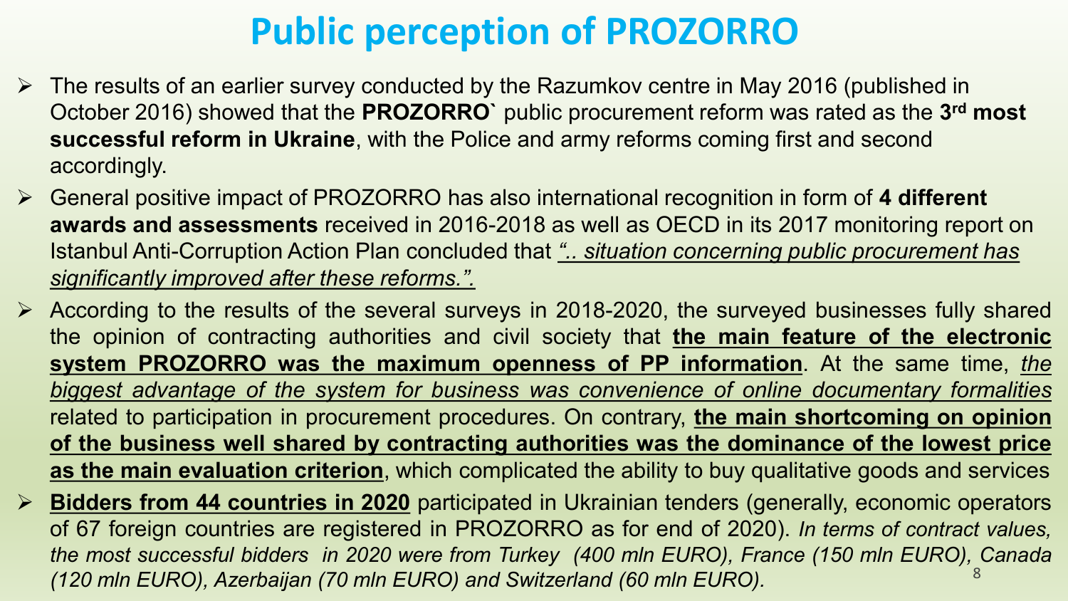# Public perception of PROZORRO

- The results of an earlier survey conducted by the Razumkov centre in May 2016 (published in October 2016) showed that the **PROZORRO`** public procurement reform was rated as the **3rd most successful reform in Ukraine**, with the Police and army reforms coming first and second accordingly.
- General positive impact of PROZORRO has also international recognition in form of **4 different awards and assessments** received in 2016-2018 as well as OECD in its 2017 monitoring report on Istanbul Anti-Corruption Action Plan concluded that *".. situation concerning public procurement has significantly improved after these reforms.".*
- According to the results of the several surveys in 2018-2020, the surveyed businesses fully shared the opinion of contracting authorities and civil society that **the main feature of the electronic system PROZORRO was the maximum openness of PP information**. At the same time, *the biggest advantage of the system for business was convenience of online documentary formalities* related to participation in procurement procedures. On contrary, **the main shortcoming on opinion of the business well shared by contracting authorities was the dominance of the lowest price as the main evaluation criterion**, which complicated the ability to buy qualitative goods and services
- **Bidders from 44 countries in 2020** participated in Ukrainian tenders (generally, economic operators of 67 foreign countries are registered in PROZORRO as for end of 2020). *In terms of contract values, the most successful bidders in 2020 were from Turkey (400 mln EURO), France (150 mln EURO), Canada (120 mln EURO), Azerbaijan (70 mln EURO) and Switzerland (60 mln EURO).*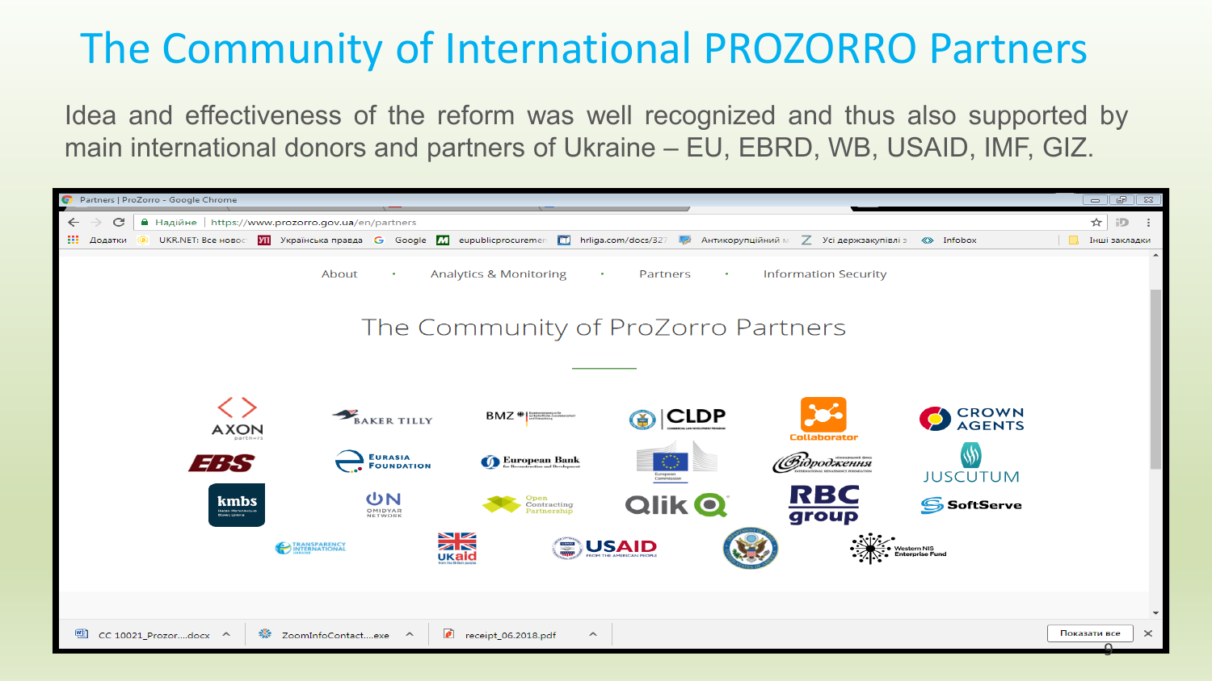# The Community of International PROZORRO Partners

Idea and effectiveness of the reform was well recognized and thus also supported by main international donors and partners of Ukraine – EU, EBRD, WB, USAID, IMF, GIZ.

About · Analytics & Monitoring · Partners · Information Security

The Community of ProZorro Partners

AXON partners
BAKER TILLY
BMZ
CLDP
Collaborator
CROWN AGENTS
EBS
Eurasia Foundation
European Bank for Reconstruction and Development
European Commission
Відродження
JUSCUTUM
kmbs
Omidyar Network
Open Contracting Partnership
Qlik
RBC group
SoftServe
Transparency International Ukraine
UKaid
USAID from the American people
Western NIS Enterprise Fund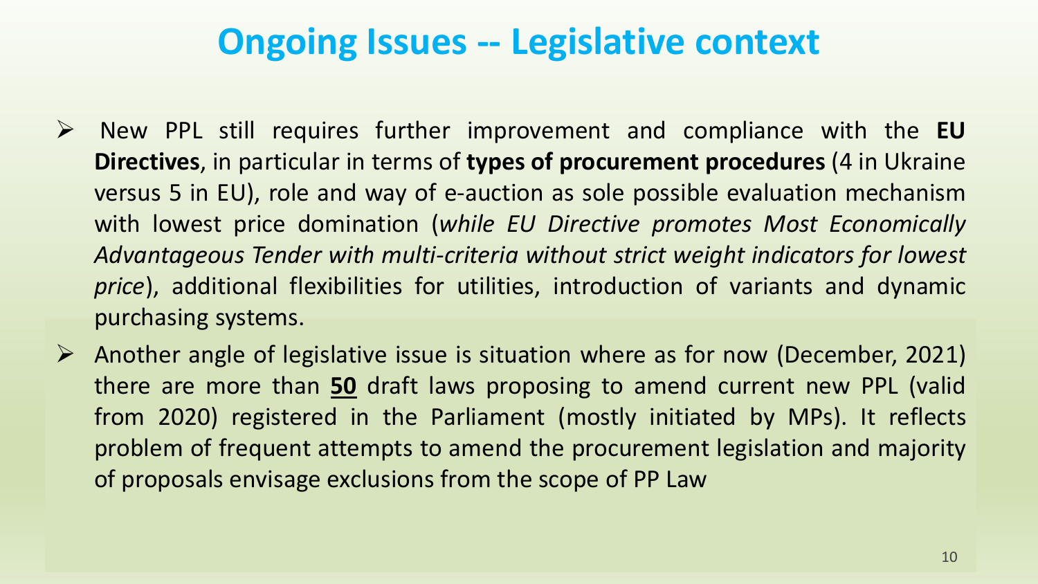# Ongoing Issues -- Legislative context

- New PPL still requires further improvement and compliance with the **EU Directives**, in particular in terms of **types of procurement procedures** (4 in Ukraine versus 5 in EU), role and way of e-auction as sole possible evaluation mechanism with lowest price domination (*while EU Directive promotes Most Economically Advantageous Tender with multi-criteria without strict weight indicators for lowest price*), additional flexibilities for utilities, introduction of variants and dynamic purchasing systems.
- Another angle of legislative issue is situation where as for now (December, 2021) there are more than **50** draft laws proposing to amend current new PPL (valid from 2020) registered in the Parliament (mostly initiated by MPs). It reflects problem of frequent attempts to amend the procurement legislation and majority of proposals envisage exclusions from the scope of PP Law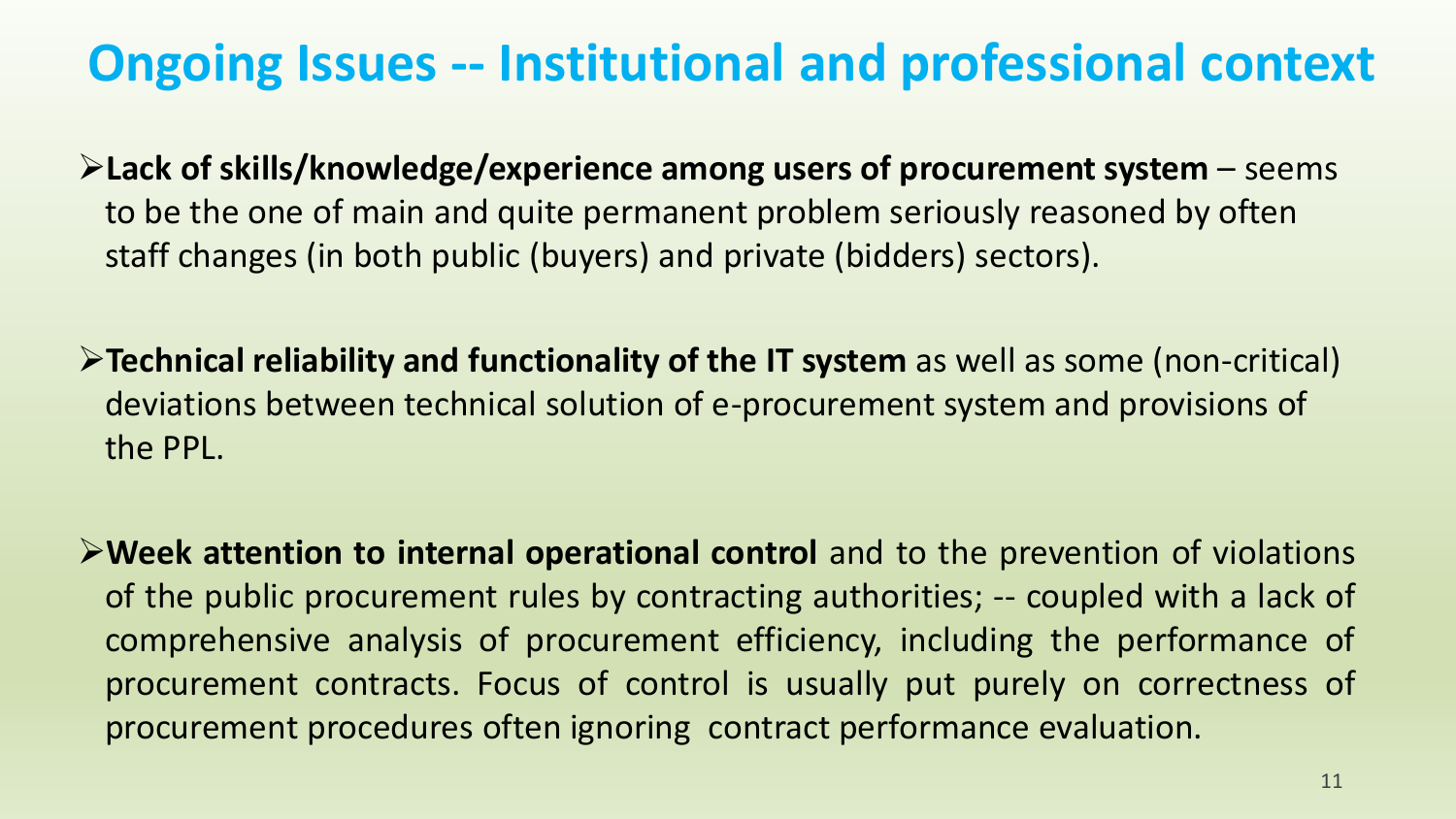# Ongoing Issues -- Institutional and professional context

- **Lack of skills/knowledge/experience among users of procurement system** – seems to be the one of main and quite permanent problem seriously reasoned by often staff changes (in both public (buyers) and private (bidders) sectors).

- **Technical reliability and functionality of the IT system** as well as some (non-critical) deviations between technical solution of e-procurement system and provisions of the PPL.

- **Week attention to internal operational control** and to the prevention of violations of the public procurement rules by contracting authorities; -- coupled with a lack of comprehensive analysis of procurement efficiency, including the performance of procurement contracts. Focus of control is usually put purely on correctness of procurement procedures often ignoring contract performance evaluation.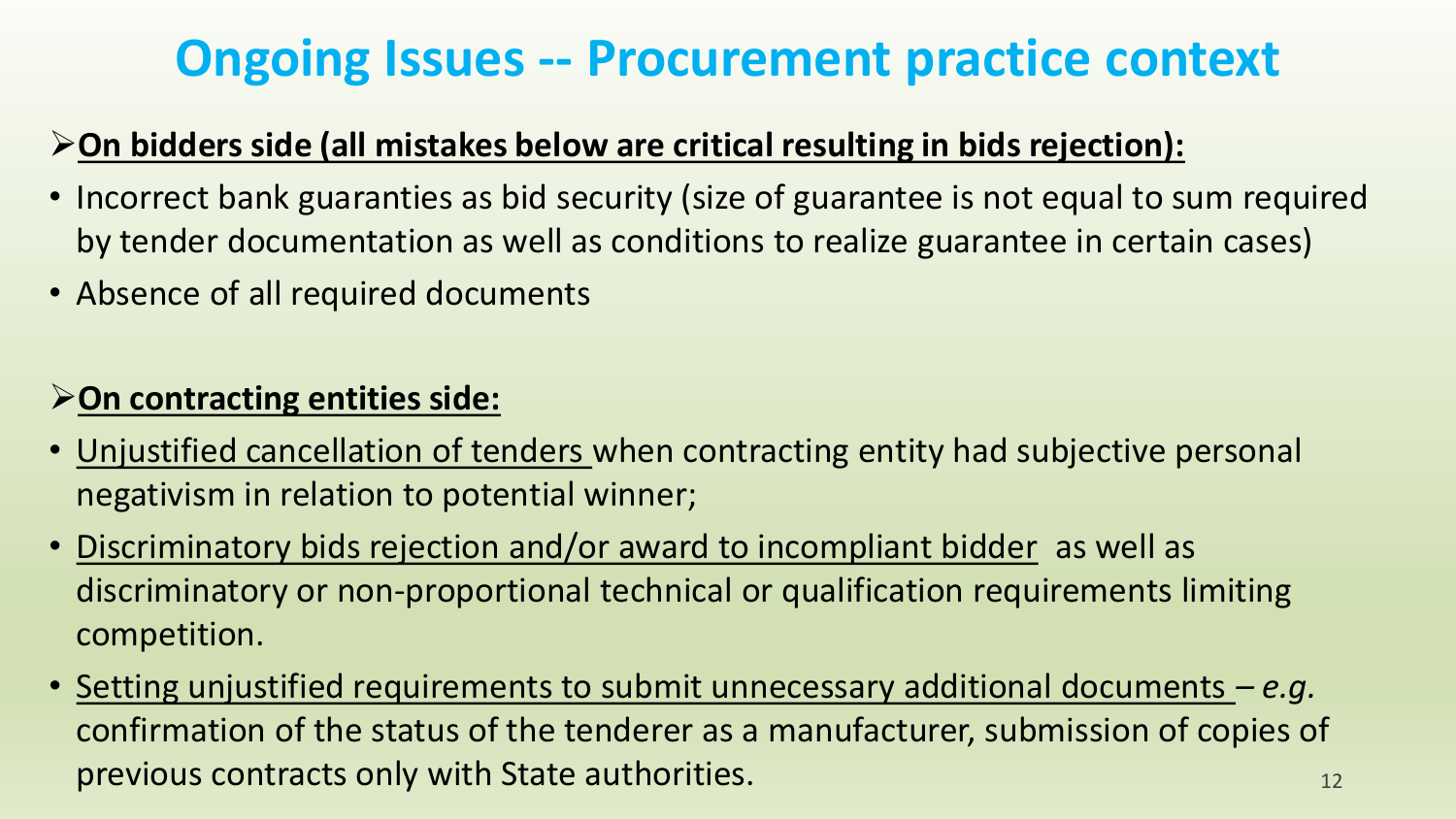# Ongoing Issues -- Procurement practice context

➢ **On bidders side (all mistakes below are critical resulting in bids rejection):**

- Incorrect bank guaranties as bid security (size of guarantee is not equal to sum required by tender documentation as well as conditions to realize guarantee in certain cases)
- Absence of all required documents

➢ **On contracting entities side:**

- Unjustified cancellation of tenders when contracting entity had subjective personal negativism in relation to potential winner;
- Discriminatory bids rejection and/or award to incompliant bidder as well as discriminatory or non-proportional technical or qualification requirements limiting competition.
- Setting unjustified requirements to submit unnecessary additional documents – *e.g.* confirmation of the status of the tenderer as a manufacturer, submission of copies of previous contracts only with State authorities.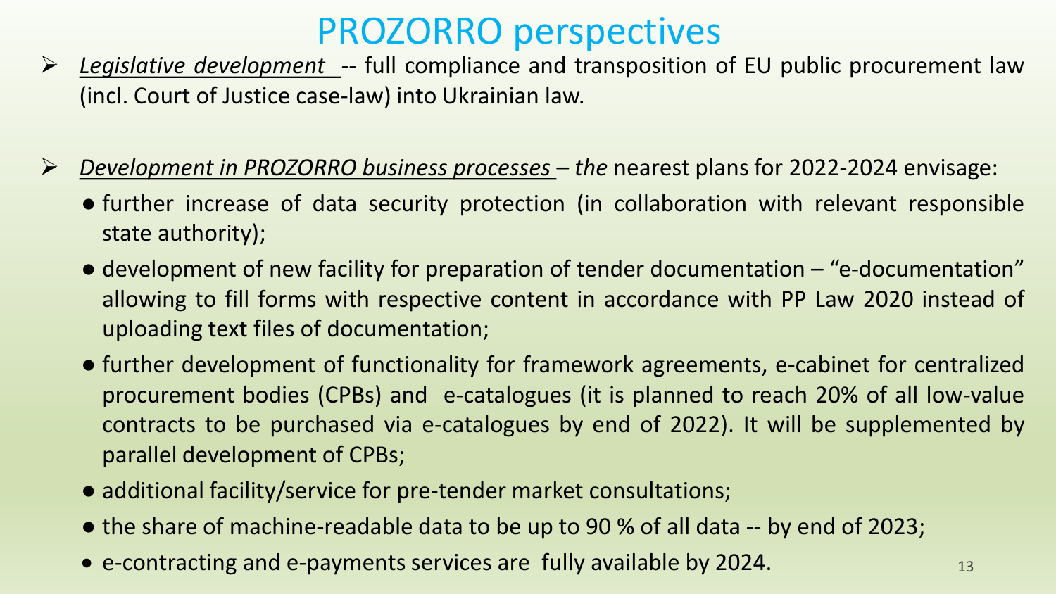# PROZORRO perspectives

- *Legislative development* -- full compliance and transposition of EU public procurement law (incl. Court of Justice case-law) into Ukrainian law.

- *Development in PROZORRO business processes – the* nearest plans for 2022-2024 envisage:
  - further increase of data security protection (in collaboration with relevant responsible state authority);
  - development of new facility for preparation of tender documentation – "e-documentation" allowing to fill forms with respective content in accordance with PP Law 2020 instead of uploading text files of documentation;
  - further development of functionality for framework agreements, e-cabinet for centralized procurement bodies (CPBs) and e-catalogues (it is planned to reach 20% of all low-value contracts to be purchased via e-catalogues by end of 2022). It will be supplemented by parallel development of CPBs;
  - additional facility/service for pre-tender market consultations;
  - the share of machine-readable data to be up to 90 % of all data -- by end of 2023;
  - e-contracting and e-payments services are fully available by 2024.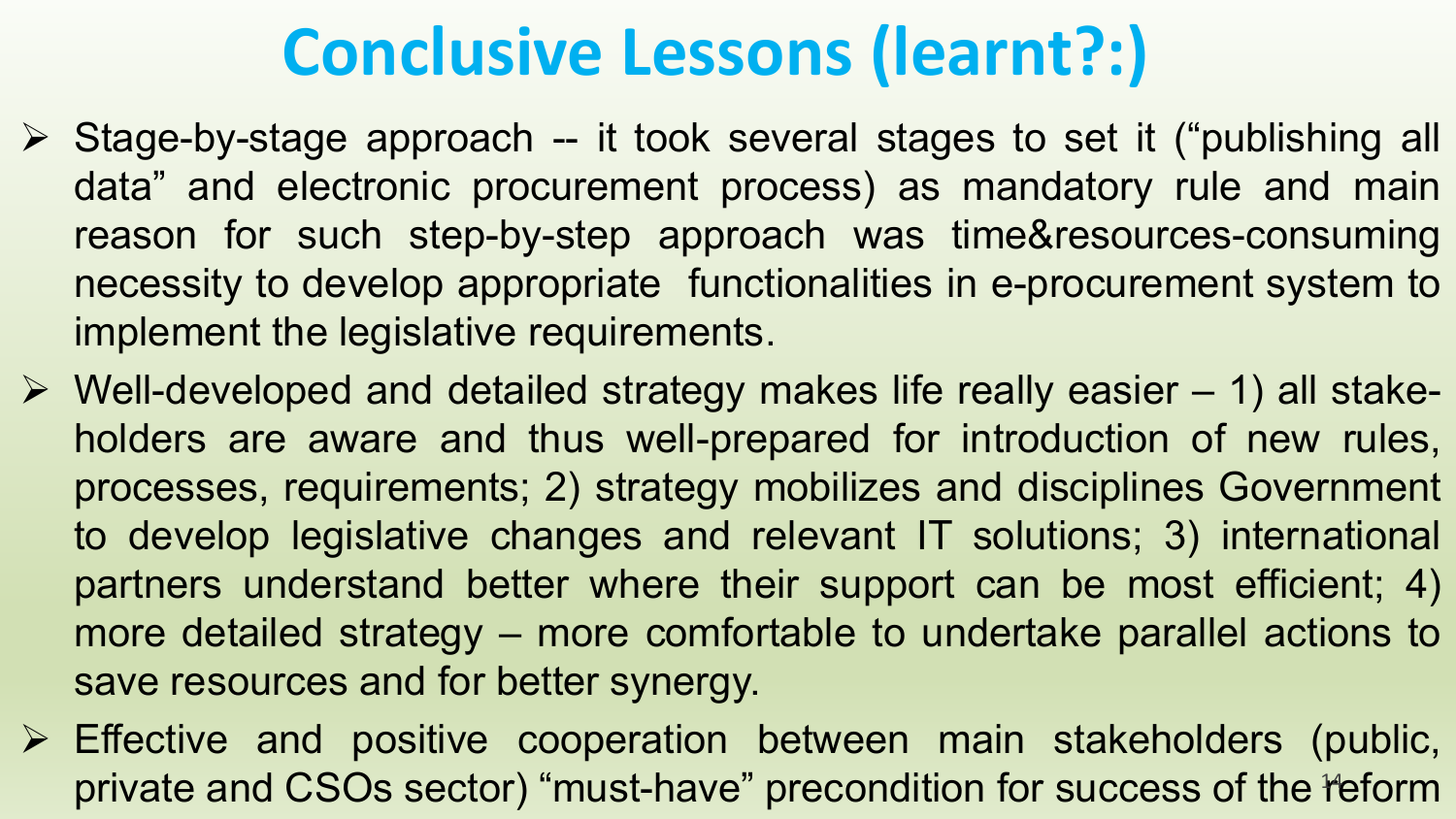# Conclusive Lessons (learnt?:)

- Stage-by-stage approach -- it took several stages to set it ("publishing all data" and electronic procurement process) as mandatory rule and main reason for such step-by-step approach was time&resources-consuming necessity to develop appropriate functionalities in e-procurement system to implement the legislative requirements.
- Well-developed and detailed strategy makes life really easier – 1) all stake-holders are aware and thus well-prepared for introduction of new rules, processes, requirements; 2) strategy mobilizes and disciplines Government to develop legislative changes and relevant IT solutions; 3) international partners understand better where their support can be most efficient; 4) more detailed strategy – more comfortable to undertake parallel actions to save resources and for better synergy.
- Effective and positive cooperation between main stakeholders (public, private and CSOs sector) "must-have" precondition for success of the reform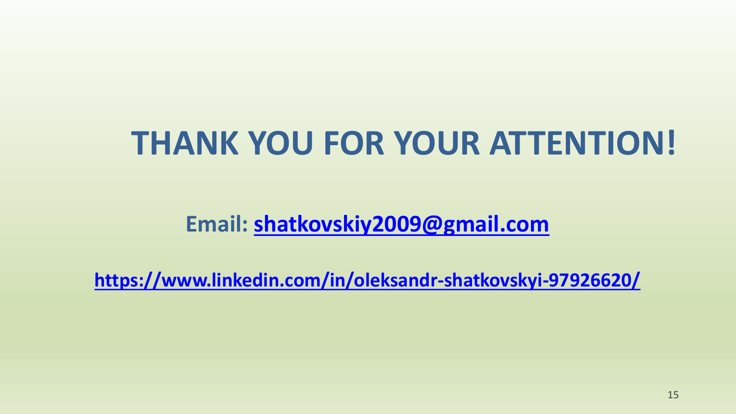# THANK YOU FOR YOUR ATTENTION!

**Email: [shatkovskiy2009@gmail.com](mailto:shatkovskiy2009@gmail.com)**

**[https://www.linkedin.com/in/oleksandr-shatkovskyi-97926620/](https://www.linkedin.com/in/oleksandr-shatkovskyi-97926620/)**